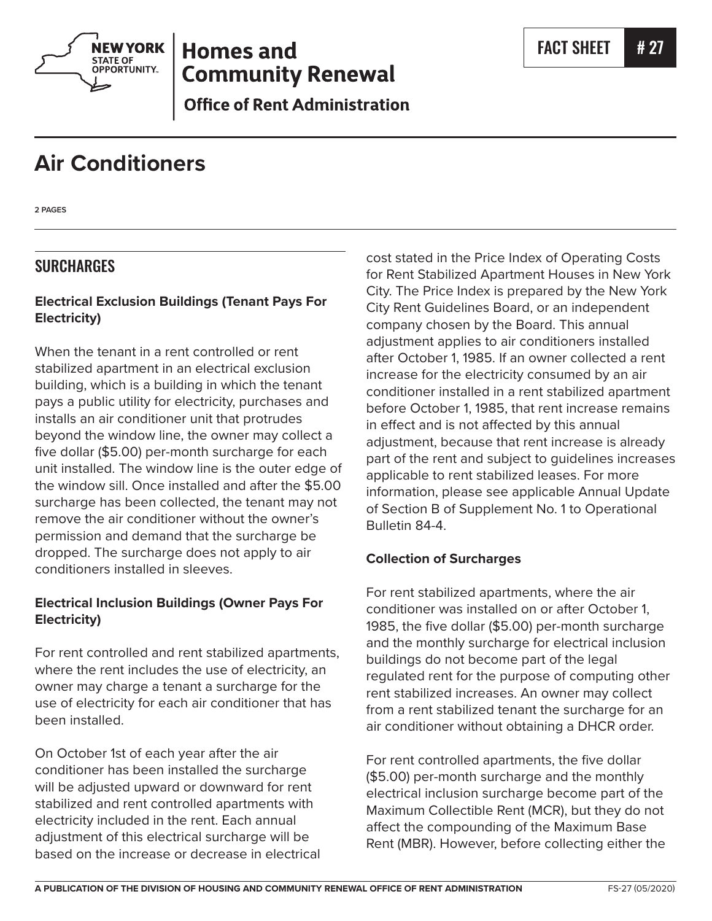# Air Conditioners

FACT SHEET # 27

Homes and Community Renewal
Office of Rent Administration

2 PAGES

## SURCHARGES

### Electrical Exclusion Buildings (Tenant Pays For Electricity)

When the tenant in a rent controlled or rent stabilized apartment in an electrical exclusion building, which is a building in which the tenant pays a public utility for electricity, purchases and installs an air conditioner unit that protrudes beyond the window line, the owner may collect a five dollar ($5.00) per-month surcharge for each unit installed. The window line is the outer edge of the window sill. Once installed and after the $5.00 surcharge has been collected, the tenant may not remove the air conditioner without the owner's permission and demand that the surcharge be dropped. The surcharge does not apply to air conditioners installed in sleeves.

### Electrical Inclusion Buildings (Owner Pays For Electricity)

For rent controlled and rent stabilized apartments, where the rent includes the use of electricity, an owner may charge a tenant a surcharge for the use of electricity for each air conditioner that has been installed.

On October 1st of each year after the air conditioner has been installed the surcharge will be adjusted upward or downward for rent stabilized and rent controlled apartments with electricity included in the rent. Each annual adjustment of this electrical surcharge will be based on the increase or decrease in electrical cost stated in the Price Index of Operating Costs for Rent Stabilized Apartment Houses in New York City. The Price Index is prepared by the New York City Rent Guidelines Board, or an independent company chosen by the Board. This annual adjustment applies to air conditioners installed after October 1, 1985. If an owner collected a rent increase for the electricity consumed by an air conditioner installed in a rent stabilized apartment before October 1, 1985, that rent increase remains in effect and is not affected by this annual adjustment, because that rent increase is already part of the rent and subject to guidelines increases applicable to rent stabilized leases. For more information, please see applicable Annual Update of Section B of Supplement No. 1 to Operational Bulletin 84-4.

### Collection of Surcharges

For rent stabilized apartments, where the air conditioner was installed on or after October 1, 1985, the five dollar ($5.00) per-month surcharge and the monthly surcharge for electrical inclusion buildings do not become part of the legal regulated rent for the purpose of computing other rent stabilized increases. An owner may collect from a rent stabilized tenant the surcharge for an air conditioner without obtaining a DHCR order.

For rent controlled apartments, the five dollar ($5.00) per-month surcharge and the monthly electrical inclusion surcharge become part of the Maximum Collectible Rent (MCR), but they do not affect the compounding of the Maximum Base Rent (MBR). However, before collecting either the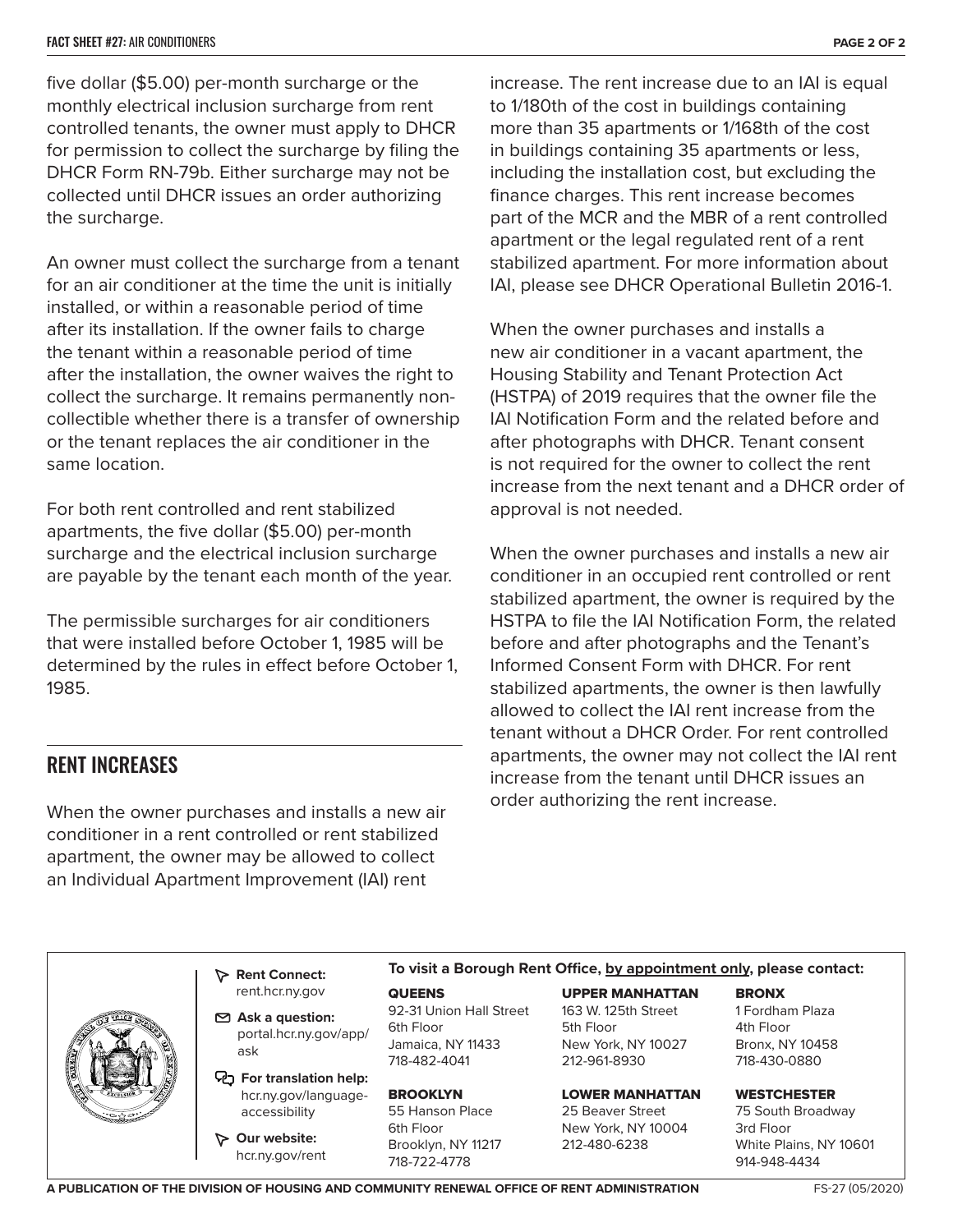five dollar ($5.00) per-month surcharge or the monthly electrical inclusion surcharge from rent controlled tenants, the owner must apply to DHCR for permission to collect the surcharge by filing the DHCR Form RN-79b. Either surcharge may not be collected until DHCR issues an order authorizing the surcharge.

An owner must collect the surcharge from a tenant for an air conditioner at the time the unit is initially installed, or within a reasonable period of time after its installation. If the owner fails to charge the tenant within a reasonable period of time after the installation, the owner waives the right to collect the surcharge. It remains permanently non-collectible whether there is a transfer of ownership or the tenant replaces the air conditioner in the same location.

For both rent controlled and rent stabilized apartments, the five dollar ($5.00) per-month surcharge and the electrical inclusion surcharge are payable by the tenant each month of the year.

The permissible surcharges for air conditioners that were installed before October 1, 1985 will be determined by the rules in effect before October 1, 1985.

## RENT INCREASES

When the owner purchases and installs a new air conditioner in a rent controlled or rent stabilized apartment, the owner may be allowed to collect an Individual Apartment Improvement (IAI) rent increase. The rent increase due to an IAI is equal to 1/180th of the cost in buildings containing more than 35 apartments or 1/168th of the cost in buildings containing 35 apartments or less, including the installation cost, but excluding the finance charges. This rent increase becomes part of the MCR and the MBR of a rent controlled apartment or the legal regulated rent of a rent stabilized apartment. For more information about IAI, please see DHCR Operational Bulletin 2016-1.

When the owner purchases and installs a new air conditioner in a vacant apartment, the Housing Stability and Tenant Protection Act (HSTPA) of 2019 requires that the owner file the IAI Notification Form and the related before and after photographs with DHCR. Tenant consent is not required for the owner to collect the rent increase from the next tenant and a DHCR order of approval is not needed.

When the owner purchases and installs a new air conditioner in an occupied rent controlled or rent stabilized apartment, the owner is required by the HSTPA to file the IAI Notification Form, the related before and after photographs and the Tenant's Informed Consent Form with DHCR. For rent stabilized apartments, the owner is then lawfully allowed to collect the IAI rent increase from the tenant without a DHCR Order. For rent controlled apartments, the owner may not collect the IAI rent increase from the tenant until DHCR issues an order authorizing the rent increase.

**Rent Connect:** rent.hcr.ny.gov

**Ask a question:** portal.hcr.ny.gov/app/ask

**For translation help:** hcr.ny.gov/language-accessibility

**Our website:** hcr.ny.gov/rent

**To visit a Borough Rent Office, by appointment only, please contact:**

**QUEENS**
92-31 Union Hall Street
6th Floor
Jamaica, NY 11433
718-482-4041

**BROOKLYN**
55 Hanson Place
6th Floor
Brooklyn, NY 11217
718-722-4778

**UPPER MANHATTAN**
163 W. 125th Street
5th Floor
New York, NY 10027
212-961-8930

**LOWER MANHATTAN**
25 Beaver Street
New York, NY 10004
212-480-6238

**BRONX**
1 Fordham Plaza
4th Floor
Bronx, NY 10458
718-430-0880

**WESTCHESTER**
75 South Broadway
3rd Floor
White Plains, NY 10601
914-948-4434

**A PUBLICATION OF THE DIVISION OF HOUSING AND COMMUNITY RENEWAL OFFICE OF RENT ADMINISTRATION** FS-27 (05/2020)